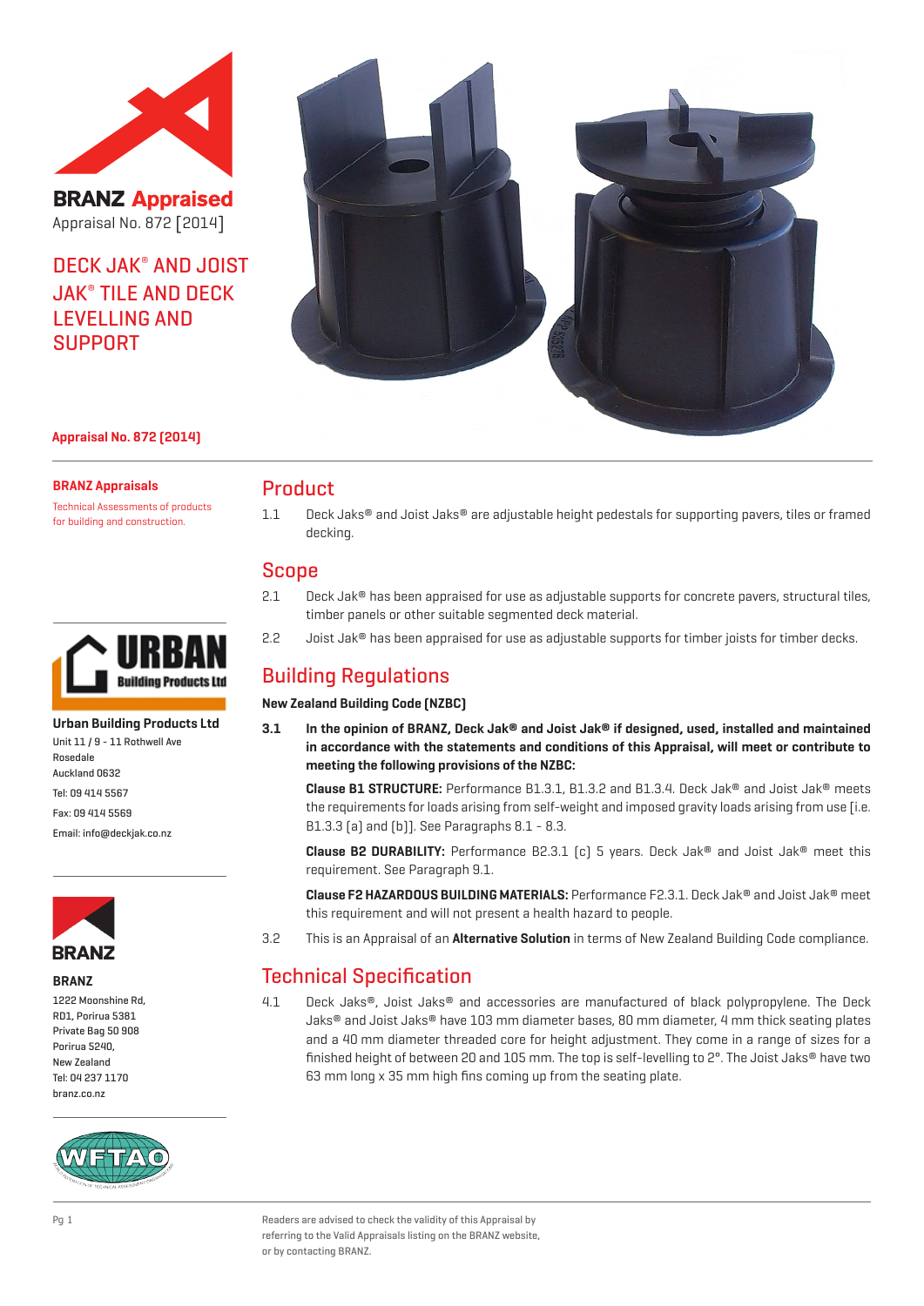**BRANZ Appraised**
Appraisal No. 872 [2014]

# DECK JAK® AND JOIST JAK® TILE AND DECK LEVELLING AND SUPPORT

**Appraisal No. 872 (2014)**

**BRANZ Appraisals**
Technical Assessments of products for building and construction.

**Urban Building Products Ltd**
Unit 11 / 9 - 11 Rothwell Ave
Rosedale
Auckland 0632
Tel: 09 414 5567
Fax: 09 414 5569
Email: info@deckjak.co.nz

**BRANZ**
1222 Moonshine Rd,
RD1, Porirua 5381
Private Bag 50 908
Porirua 5240,
New Zealand
Tel: 04 237 1170
branz.co.nz

## Product

1.1 Deck Jaks® and Joist Jaks® are adjustable height pedestals for supporting pavers, tiles or framed decking.

## Scope

2.1 Deck Jak® has been appraised for use as adjustable supports for concrete pavers, structural tiles, timber panels or other suitable segmented deck material.

2.2 Joist Jak® has been appraised for use as adjustable supports for timber joists for timber decks.

## Building Regulations

**New Zealand Building Code (NZBC)**

**3.1 In the opinion of BRANZ, Deck Jak® and Joist Jak® if designed, used, installed and maintained in accordance with the statements and conditions of this Appraisal, will meet or contribute to meeting the following provisions of the NZBC:**

**Clause B1 STRUCTURE:** Performance B1.3.1, B1.3.2 and B1.3.4. Deck Jak® and Joist Jak® meets the requirements for loads arising from self-weight and imposed gravity loads arising from use [i.e. B1.3.3 (a) and (b)]. See Paragraphs 8.1 - 8.3.

**Clause B2 DURABILITY:** Performance B2.3.1 (c) 5 years. Deck Jak® and Joist Jak® meet this requirement. See Paragraph 9.1.

**Clause F2 HAZARDOUS BUILDING MATERIALS:** Performance F2.3.1. Deck Jak® and Joist Jak® meet this requirement and will not present a health hazard to people.

3.2 This is an Appraisal of an **Alternative Solution** in terms of New Zealand Building Code compliance.

## Technical Specification

4.1 Deck Jaks®, Joist Jaks® and accessories are manufactured of black polypropylene. The Deck Jaks® and Joist Jaks® have 103 mm diameter bases, 80 mm diameter, 4 mm thick seating plates and a 40 mm diameter threaded core for height adjustment. They come in a range of sizes for a finished height of between 20 and 105 mm. The top is self-levelling to 2°. The Joist Jaks® have two 63 mm long x 35 mm high fins coming up from the seating plate.

Readers are advised to check the validity of this Appraisal by referring to the Valid Appraisals listing on the BRANZ website, or by contacting BRANZ.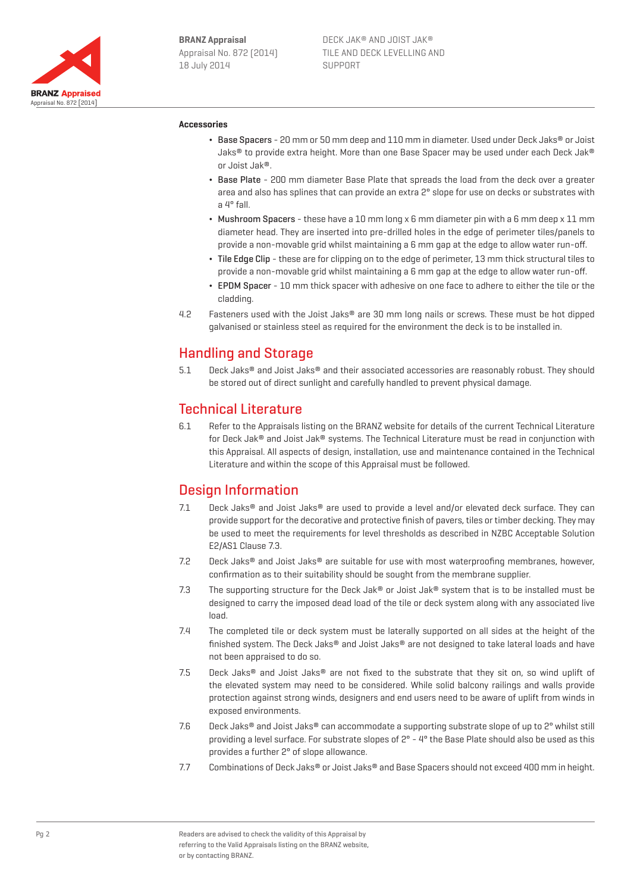**Accessories**

- **Base Spacers** - 20 mm or 50 mm deep and 110 mm in diameter. Used under Deck Jaks® or Joist Jaks® to provide extra height. More than one Base Spacer may be used under each Deck Jak® or Joist Jak®.
- **Base Plate** - 200 mm diameter Base Plate that spreads the load from the deck over a greater area and also has splines that can provide an extra 2° slope for use on decks or substrates with a 4° fall.
- **Mushroom Spacers** - these have a 10 mm long x 6 mm diameter pin with a 6 mm deep x 11 mm diameter head. They are inserted into pre-drilled holes in the edge of perimeter tiles/panels to provide a non-movable grid whilst maintaining a 6 mm gap at the edge to allow water run-off.
- **Tile Edge Clip** - these are for clipping on to the edge of perimeter, 13 mm thick structural tiles to provide a non-movable grid whilst maintaining a 6 mm gap at the edge to allow water run-off.
- **EPDM Spacer** - 10 mm thick spacer with adhesive on one face to adhere to either the tile or the cladding.

4.2 Fasteners used with the Joist Jaks® are 30 mm long nails or screws. These must be hot dipped galvanised or stainless steel as required for the environment the deck is to be installed in.

## Handling and Storage

5.1 Deck Jaks® and Joist Jaks® and their associated accessories are reasonably robust. They should be stored out of direct sunlight and carefully handled to prevent physical damage.

## Technical Literature

6.1 Refer to the Appraisals listing on the BRANZ website for details of the current Technical Literature for Deck Jak® and Joist Jak® systems. The Technical Literature must be read in conjunction with this Appraisal. All aspects of design, installation, use and maintenance contained in the Technical Literature and within the scope of this Appraisal must be followed.

## Design Information

7.1 Deck Jaks® and Joist Jaks® are used to provide a level and/or elevated deck surface. They can provide support for the decorative and protective finish of pavers, tiles or timber decking. They may be used to meet the requirements for level thresholds as described in NZBC Acceptable Solution E2/AS1 Clause 7.3.

7.2 Deck Jaks® and Joist Jaks® are suitable for use with most waterproofing membranes, however, confirmation as to their suitability should be sought from the membrane supplier.

7.3 The supporting structure for the Deck Jak® or Joist Jak® system that is to be installed must be designed to carry the imposed dead load of the tile or deck system along with any associated live load.

7.4 The completed tile or deck system must be laterally supported on all sides at the height of the finished system. The Deck Jaks® and Joist Jaks® are not designed to take lateral loads and have not been appraised to do so.

7.5 Deck Jaks® and Joist Jaks® are not fixed to the substrate that they sit on, so wind uplift of the elevated system may need to be considered. While solid balcony railings and walls provide protection against strong winds, designers and end users need to be aware of uplift from winds in exposed environments.

7.6 Deck Jaks® and Joist Jaks® can accommodate a supporting substrate slope of up to 2° whilst still providing a level surface. For substrate slopes of 2° - 4° the Base Plate should also be used as this provides a further 2° of slope allowance.

7.7 Combinations of Deck Jaks® or Joist Jaks® and Base Spacers should not exceed 400 mm in height.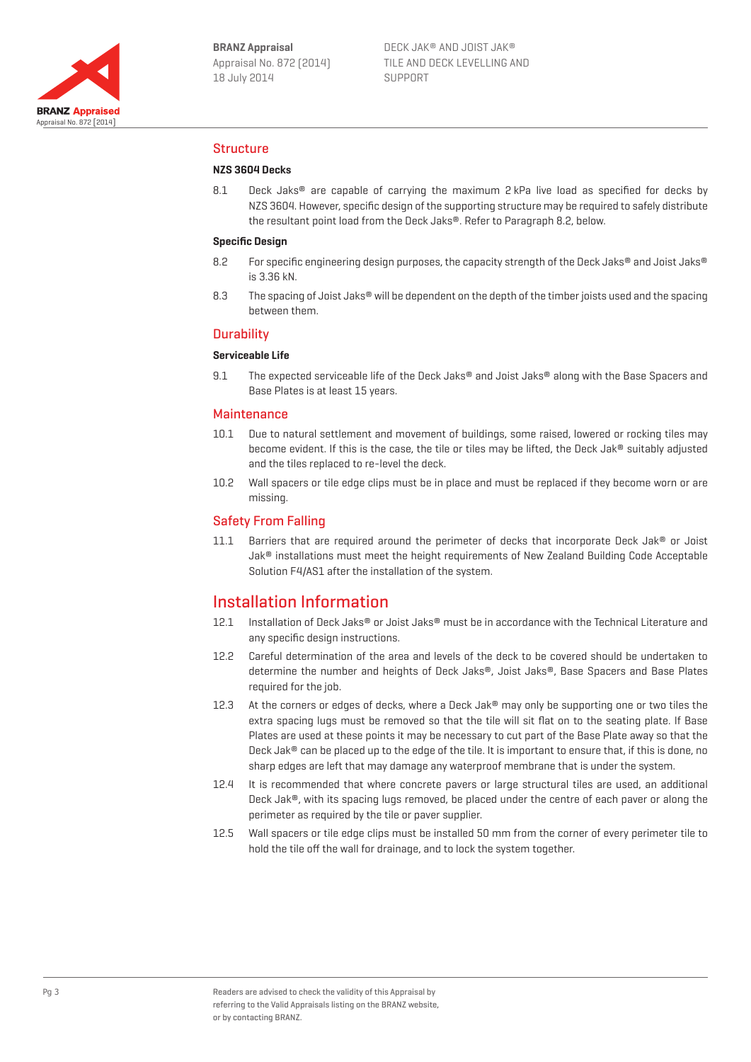## Structure

### NZS 3604 Decks

8.1 Deck Jaks® are capable of carrying the maximum 2 kPa live load as specified for decks by NZS 3604. However, specific design of the supporting structure may be required to safely distribute the resultant point load from the Deck Jaks®. Refer to Paragraph 8.2, below.

### Specific Design

8.2 For specific engineering design purposes, the capacity strength of the Deck Jaks® and Joist Jaks® is 3.36 kN.

8.3 The spacing of Joist Jaks® will be dependent on the depth of the timber joists used and the spacing between them.

## Durability

### Serviceable Life

9.1 The expected serviceable life of the Deck Jaks® and Joist Jaks® along with the Base Spacers and Base Plates is at least 15 years.

## Maintenance

10.1 Due to natural settlement and movement of buildings, some raised, lowered or rocking tiles may become evident. If this is the case, the tile or tiles may be lifted, the Deck Jak® suitably adjusted and the tiles replaced to re-level the deck.

10.2 Wall spacers or tile edge clips must be in place and must be replaced if they become worn or are missing.

## Safety From Falling

11.1 Barriers that are required around the perimeter of decks that incorporate Deck Jak® or Joist Jak® installations must meet the height requirements of New Zealand Building Code Acceptable Solution F4/AS1 after the installation of the system.

# Installation Information

12.1 Installation of Deck Jaks® or Joist Jaks® must be in accordance with the Technical Literature and any specific design instructions.

12.2 Careful determination of the area and levels of the deck to be covered should be undertaken to determine the number and heights of Deck Jaks®, Joist Jaks®, Base Spacers and Base Plates required for the job.

12.3 At the corners or edges of decks, where a Deck Jak® may only be supporting one or two tiles the extra spacing lugs must be removed so that the tile will sit flat on to the seating plate. If Base Plates are used at these points it may be necessary to cut part of the Base Plate away so that the Deck Jak® can be placed up to the edge of the tile. It is important to ensure that, if this is done, no sharp edges are left that may damage any waterproof membrane that is under the system.

12.4 It is recommended that where concrete pavers or large structural tiles are used, an additional Deck Jak®, with its spacing lugs removed, be placed under the centre of each paver or along the perimeter as required by the tile or paver supplier.

12.5 Wall spacers or tile edge clips must be installed 50 mm from the corner of every perimeter tile to hold the tile off the wall for drainage, and to lock the system together.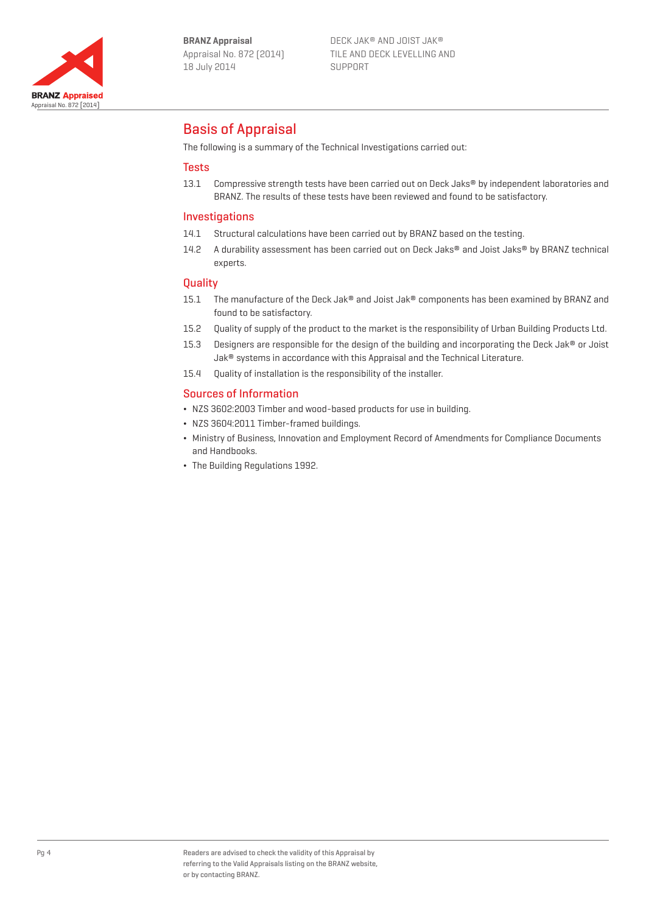## Basis of Appraisal

The following is a summary of the Technical Investigations carried out:

### Tests

13.1 Compressive strength tests have been carried out on Deck Jaks® by independent laboratories and BRANZ. The results of these tests have been reviewed and found to be satisfactory.

### Investigations

14.1 Structural calculations have been carried out by BRANZ based on the testing.

14.2 A durability assessment has been carried out on Deck Jaks® and Joist Jaks® by BRANZ technical experts.

### Quality

15.1 The manufacture of the Deck Jak® and Joist Jak® components has been examined by BRANZ and found to be satisfactory.

15.2 Quality of supply of the product to the market is the responsibility of Urban Building Products Ltd.

15.3 Designers are responsible for the design of the building and incorporating the Deck Jak® or Joist Jak® systems in accordance with this Appraisal and the Technical Literature.

15.4 Quality of installation is the responsibility of the installer.

### Sources of Information

- NZS 3602:2003 Timber and wood-based products for use in building.
- NZS 3604:2011 Timber-framed buildings.
- Ministry of Business, Innovation and Employment Record of Amendments for Compliance Documents and Handbooks.
- The Building Regulations 1992.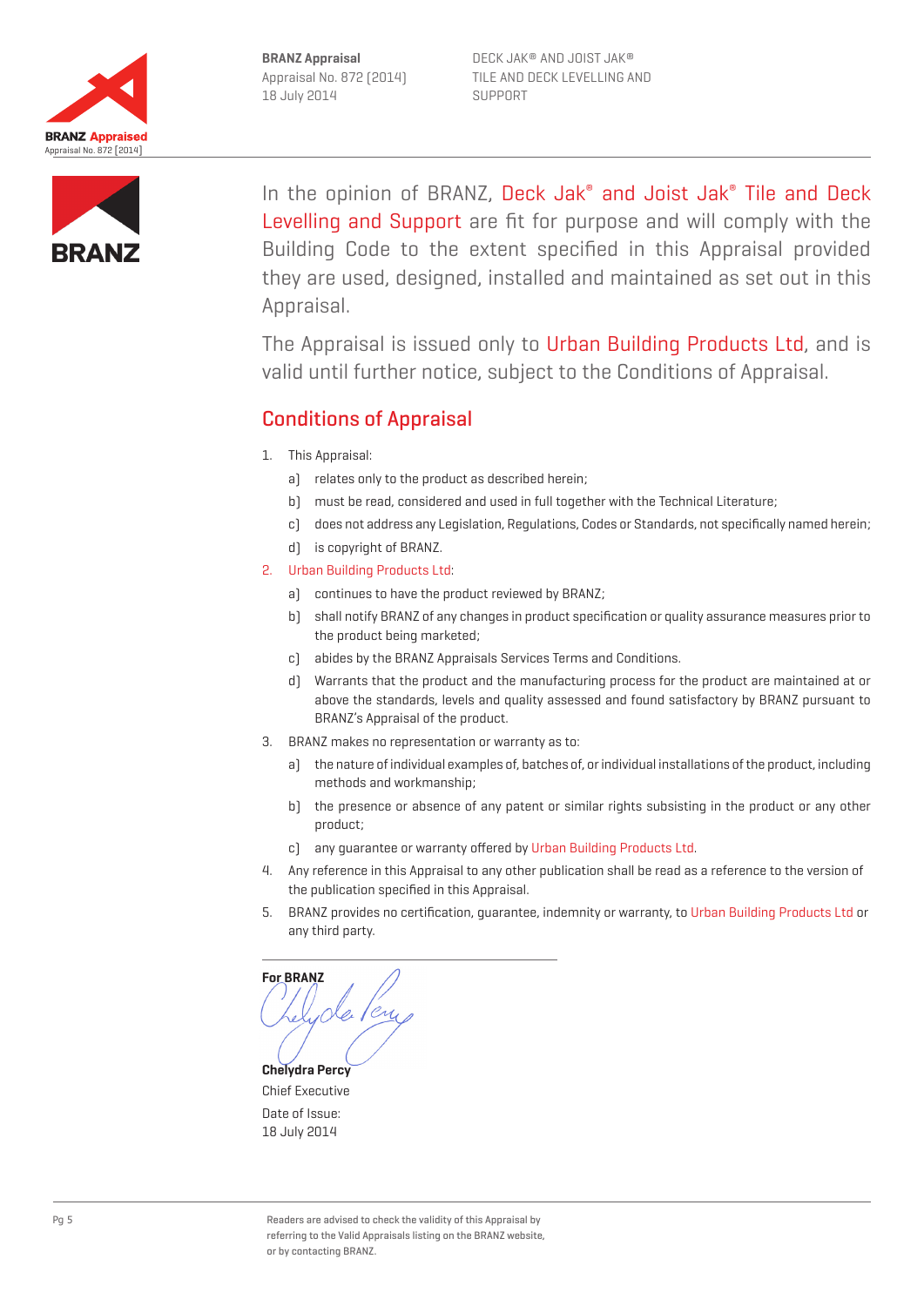In the opinion of BRANZ, Deck Jak® and Joist Jak® Tile and Deck Levelling and Support are fit for purpose and will comply with the Building Code to the extent specified in this Appraisal provided they are used, designed, installed and maintained as set out in this Appraisal.

The Appraisal is issued only to Urban Building Products Ltd, and is valid until further notice, subject to the Conditions of Appraisal.

## Conditions of Appraisal

1. This Appraisal:
   a) relates only to the product as described herein;
   b) must be read, considered and used in full together with the Technical Literature;
   c) does not address any Legislation, Regulations, Codes or Standards, not specifically named herein;
   d) is copyright of BRANZ.
2. Urban Building Products Ltd:
   a) continues to have the product reviewed by BRANZ;
   b) shall notify BRANZ of any changes in product specification or quality assurance measures prior to the product being marketed;
   c) abides by the BRANZ Appraisals Services Terms and Conditions.
   d) Warrants that the product and the manufacturing process for the product are maintained at or above the standards, levels and quality assessed and found satisfactory by BRANZ pursuant to BRANZ's Appraisal of the product.
3. BRANZ makes no representation or warranty as to:
   a) the nature of individual examples of, batches of, or individual installations of the product, including methods and workmanship;
   b) the presence or absence of any patent or similar rights subsisting in the product or any other product;
   c) any guarantee or warranty offered by Urban Building Products Ltd.
4. Any reference in this Appraisal to any other publication shall be read as a reference to the version of the publication specified in this Appraisal.
5. BRANZ provides no certification, guarantee, indemnity or warranty, to Urban Building Products Ltd or any third party.

**For BRANZ**

**Chelydra Percy**
Chief Executive
Date of Issue:
18 July 2014

Readers are advised to check the validity of this Appraisal by referring to the Valid Appraisals listing on the BRANZ website, or by contacting BRANZ.